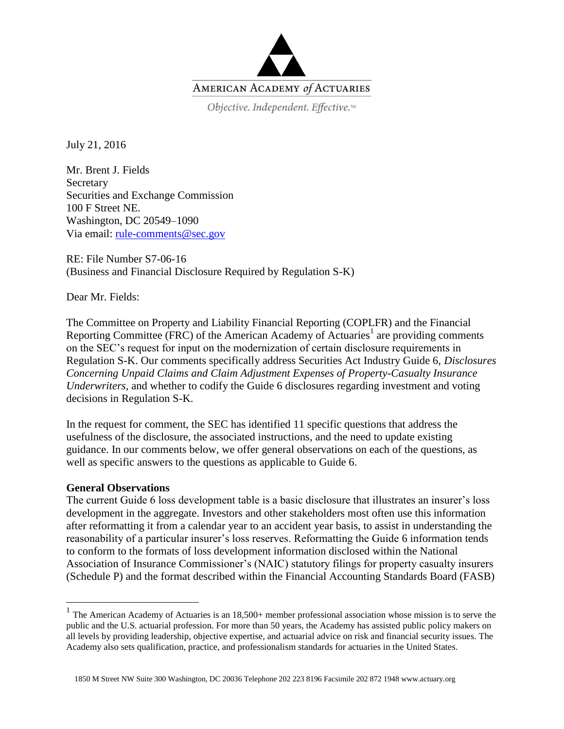AMERICAN ACADEMY *of* ACTUARIES

*Objective. Independent. Effective.*™

July 21, 2016

Mr. Brent J. Fields
Secretary
Securities and Exchange Commission
100 F Street NE.
Washington, DC 20549–1090
Via email: rule-comments@sec.gov

RE: File Number S7-06-16
(Business and Financial Disclosure Required by Regulation S-K)

Dear Mr. Fields:

The Committee on Property and Liability Financial Reporting (COPLFR) and the Financial Reporting Committee (FRC) of the American Academy of Actuaries[1] are providing comments on the SEC's request for input on the modernization of certain disclosure requirements in Regulation S-K. Our comments specifically address Securities Act Industry Guide 6, *Disclosures Concerning Unpaid Claims and Claim Adjustment Expenses of Property-Casualty Insurance Underwriters*, and whether to codify the Guide 6 disclosures regarding investment and voting decisions in Regulation S-K.

In the request for comment, the SEC has identified 11 specific questions that address the usefulness of the disclosure, the associated instructions, and the need to update existing guidance. In our comments below, we offer general observations on each of the questions, as well as specific answers to the questions as applicable to Guide 6.

**General Observations**

The current Guide 6 loss development table is a basic disclosure that illustrates an insurer's loss development in the aggregate. Investors and other stakeholders most often use this information after reformatting it from a calendar year to an accident year basis, to assist in understanding the reasonability of a particular insurer's loss reserves. Reformatting the Guide 6 information tends to conform to the formats of loss development information disclosed within the National Association of Insurance Commissioner's (NAIC) statutory filings for property casualty insurers (Schedule P) and the format described within the Financial Accounting Standards Board (FASB)

[1] The American Academy of Actuaries is an 18,500+ member professional association whose mission is to serve the public and the U.S. actuarial profession. For more than 50 years, the Academy has assisted public policy makers on all levels by providing leadership, objective expertise, and actuarial advice on risk and financial security issues. The Academy also sets qualification, practice, and professionalism standards for actuaries in the United States.

1850 M Street NW Suite 300 Washington, DC 20036 Telephone 202 223 8196 Facsimile 202 872 1948 www.actuary.org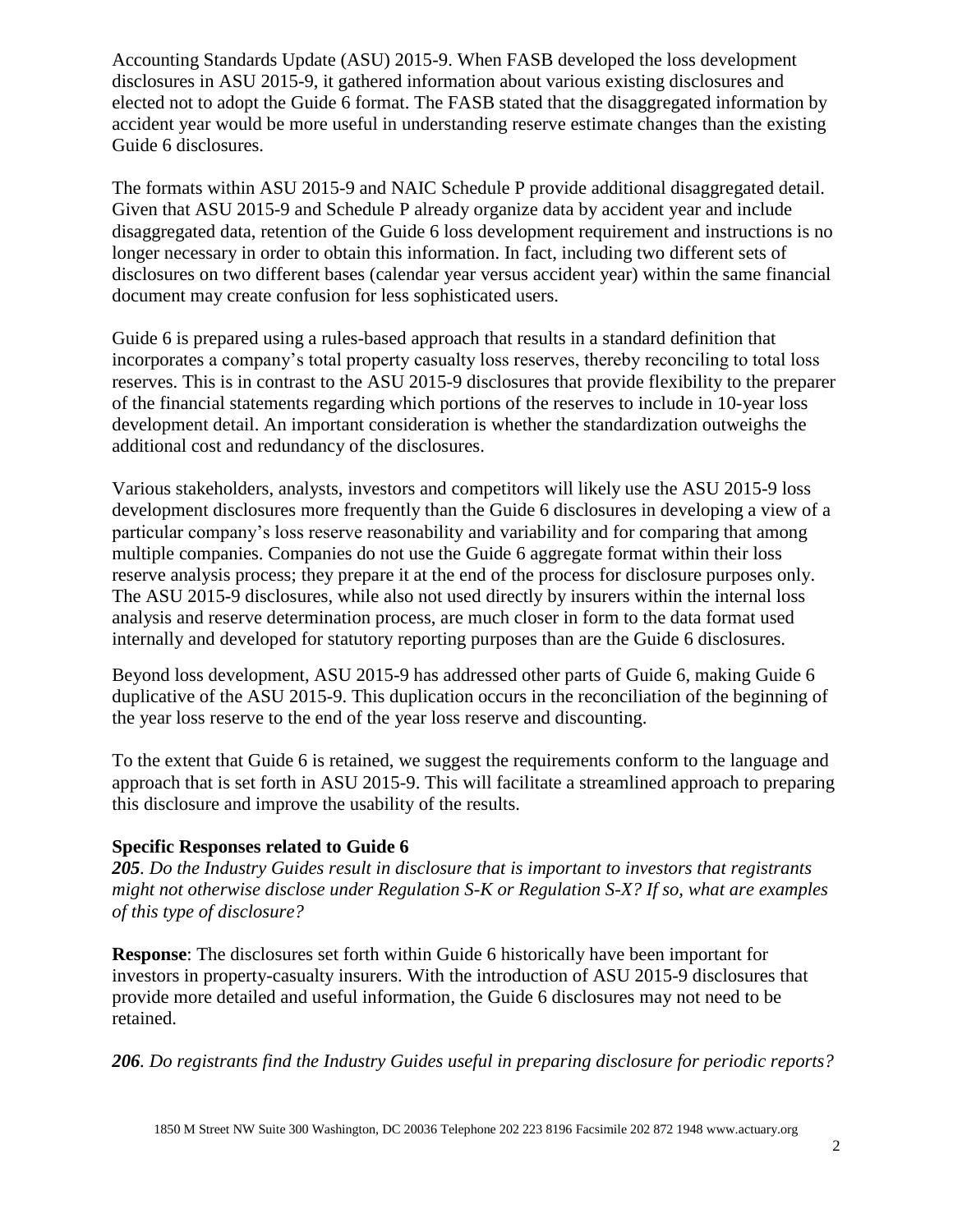Accounting Standards Update (ASU) 2015-9. When FASB developed the loss development disclosures in ASU 2015-9, it gathered information about various existing disclosures and elected not to adopt the Guide 6 format. The FASB stated that the disaggregated information by accident year would be more useful in understanding reserve estimate changes than the existing Guide 6 disclosures.

The formats within ASU 2015-9 and NAIC Schedule P provide additional disaggregated detail. Given that ASU 2015-9 and Schedule P already organize data by accident year and include disaggregated data, retention of the Guide 6 loss development requirement and instructions is no longer necessary in order to obtain this information. In fact, including two different sets of disclosures on two different bases (calendar year versus accident year) within the same financial document may create confusion for less sophisticated users.

Guide 6 is prepared using a rules-based approach that results in a standard definition that incorporates a company's total property casualty loss reserves, thereby reconciling to total loss reserves. This is in contrast to the ASU 2015-9 disclosures that provide flexibility to the preparer of the financial statements regarding which portions of the reserves to include in 10-year loss development detail. An important consideration is whether the standardization outweighs the additional cost and redundancy of the disclosures.

Various stakeholders, analysts, investors and competitors will likely use the ASU 2015-9 loss development disclosures more frequently than the Guide 6 disclosures in developing a view of a particular company's loss reserve reasonability and variability and for comparing that among multiple companies. Companies do not use the Guide 6 aggregate format within their loss reserve analysis process; they prepare it at the end of the process for disclosure purposes only. The ASU 2015-9 disclosures, while also not used directly by insurers within the internal loss analysis and reserve determination process, are much closer in form to the data format used internally and developed for statutory reporting purposes than are the Guide 6 disclosures.

Beyond loss development, ASU 2015-9 has addressed other parts of Guide 6, making Guide 6 duplicative of the ASU 2015-9. This duplication occurs in the reconciliation of the beginning of the year loss reserve to the end of the year loss reserve and discounting.

To the extent that Guide 6 is retained, we suggest the requirements conform to the language and approach that is set forth in ASU 2015-9. This will facilitate a streamlined approach to preparing this disclosure and improve the usability of the results.

**Specific Responses related to Guide 6**

***205**. Do the Industry Guides result in disclosure that is important to investors that registrants might not otherwise disclose under Regulation S-K or Regulation S-X? If so, what are examples of this type of disclosure?*

**Response**: The disclosures set forth within Guide 6 historically have been important for investors in property-casualty insurers. With the introduction of ASU 2015-9 disclosures that provide more detailed and useful information, the Guide 6 disclosures may not need to be retained.

***206**. Do registrants find the Industry Guides useful in preparing disclosure for periodic reports?*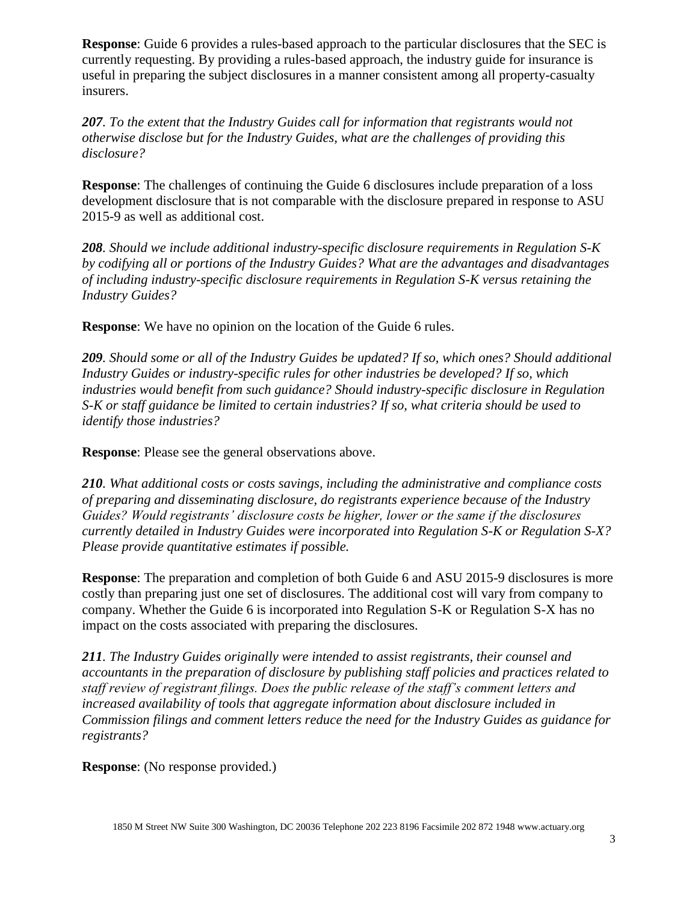**Response**: Guide 6 provides a rules-based approach to the particular disclosures that the SEC is currently requesting. By providing a rules-based approach, the industry guide for insurance is useful in preparing the subject disclosures in a manner consistent among all property-casualty insurers.

***207****. To the extent that the Industry Guides call for information that registrants would not otherwise disclose but for the Industry Guides, what are the challenges of providing this disclosure?*

**Response**: The challenges of continuing the Guide 6 disclosures include preparation of a loss development disclosure that is not comparable with the disclosure prepared in response to ASU 2015-9 as well as additional cost.

***208****. Should we include additional industry-specific disclosure requirements in Regulation S-K by codifying all or portions of the Industry Guides? What are the advantages and disadvantages of including industry-specific disclosure requirements in Regulation S-K versus retaining the Industry Guides?*

**Response**: We have no opinion on the location of the Guide 6 rules.

***209****. Should some or all of the Industry Guides be updated? If so, which ones? Should additional Industry Guides or industry-specific rules for other industries be developed? If so, which industries would benefit from such guidance? Should industry-specific disclosure in Regulation S-K or staff guidance be limited to certain industries? If so, what criteria should be used to identify those industries?*

**Response**: Please see the general observations above.

***210****. What additional costs or costs savings, including the administrative and compliance costs of preparing and disseminating disclosure, do registrants experience because of the Industry Guides? Would registrants' disclosure costs be higher, lower or the same if the disclosures currently detailed in Industry Guides were incorporated into Regulation S-K or Regulation S-X? Please provide quantitative estimates if possible.*

**Response**: The preparation and completion of both Guide 6 and ASU 2015-9 disclosures is more costly than preparing just one set of disclosures. The additional cost will vary from company to company. Whether the Guide 6 is incorporated into Regulation S-K or Regulation S-X has no impact on the costs associated with preparing the disclosures.

***211****. The Industry Guides originally were intended to assist registrants, their counsel and accountants in the preparation of disclosure by publishing staff policies and practices related to staff review of registrant filings. Does the public release of the staff's comment letters and increased availability of tools that aggregate information about disclosure included in Commission filings and comment letters reduce the need for the Industry Guides as guidance for registrants?*

**Response**: (No response provided.)

1850 M Street NW Suite 300 Washington, DC 20036 Telephone 202 223 8196 Facsimile 202 872 1948 www.actuary.org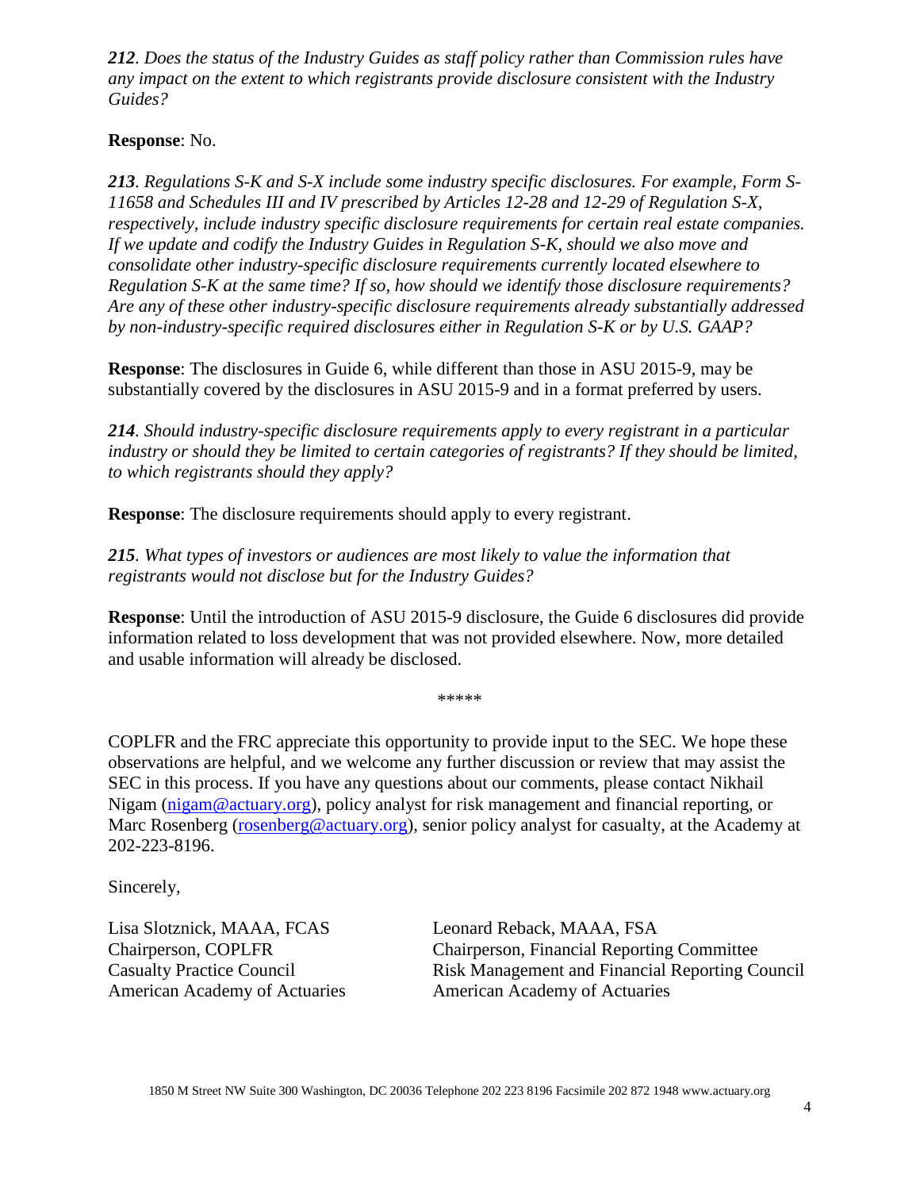***212**. Does the status of the Industry Guides as staff policy rather than Commission rules have any impact on the extent to which registrants provide disclosure consistent with the Industry Guides?*

**Response**: No.

***213**. Regulations S-K and S-X include some industry specific disclosures. For example, Form S-11658 and Schedules III and IV prescribed by Articles 12-28 and 12-29 of Regulation S-X, respectively, include industry specific disclosure requirements for certain real estate companies. If we update and codify the Industry Guides in Regulation S-K, should we also move and consolidate other industry-specific disclosure requirements currently located elsewhere to Regulation S-K at the same time? If so, how should we identify those disclosure requirements? Are any of these other industry-specific disclosure requirements already substantially addressed by non-industry-specific required disclosures either in Regulation S-K or by U.S. GAAP?*

**Response**: The disclosures in Guide 6, while different than those in ASU 2015-9, may be substantially covered by the disclosures in ASU 2015-9 and in a format preferred by users.

***214**. Should industry-specific disclosure requirements apply to every registrant in a particular industry or should they be limited to certain categories of registrants? If they should be limited, to which registrants should they apply?*

**Response**: The disclosure requirements should apply to every registrant.

***215**. What types of investors or audiences are most likely to value the information that registrants would not disclose but for the Industry Guides?*

**Response**: Until the introduction of ASU 2015-9 disclosure, the Guide 6 disclosures did provide information related to loss development that was not provided elsewhere. Now, more detailed and usable information will already be disclosed.

*****

COPLFR and the FRC appreciate this opportunity to provide input to the SEC. We hope these observations are helpful, and we welcome any further discussion or review that may assist the SEC in this process. If you have any questions about our comments, please contact Nikhail Nigam (nigam@actuary.org), policy analyst for risk management and financial reporting, or Marc Rosenberg (rosenberg@actuary.org), senior policy analyst for casualty, at the Academy at 202-223-8196.

Sincerely,

Lisa Slotznick, MAAA, FCAS
Chairperson, COPLFR
Casualty Practice Council
American Academy of Actuaries

Leonard Reback, MAAA, FSA
Chairperson, Financial Reporting Committee
Risk Management and Financial Reporting Council
American Academy of Actuaries